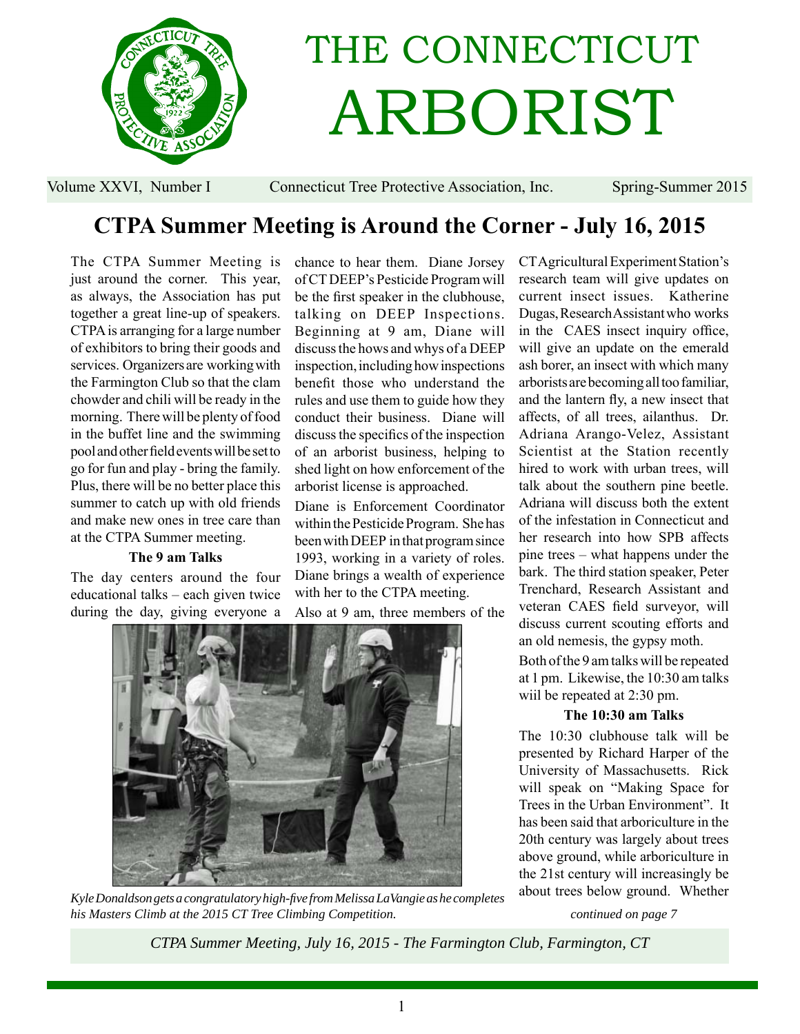# THE CONNECTICUT ARBORIST

Volume XXVI, Number I — Connecticut Tree Protective Association, Inc. — Spring-Summer 2015

## CTPA Summer Meeting is Around the Corner - July 16, 2015

The CTPA Summer Meeting is just around the corner. This year, as always, the Association has put together a great line-up of speakers. CTPA is arranging for a large number of exhibitors to bring their goods and services. Organizers are working with the Farmington Club so that the clam chowder and chili will be ready in the morning. There will be plenty of food in the buffet line and the swimming pool and other field events will be set to go for fun and play - bring the family. Plus, there will be no better place this summer to catch up with old friends and make new ones in tree care than at the CTPA Summer meeting.

### The 9 am Talks

The day centers around the four educational talks – each given twice during the day, giving everyone a chance to hear them. Diane Jorsey of CT DEEP's Pesticide Program will be the first speaker in the clubhouse, talking on DEEP Inspections. Beginning at 9 am, Diane will discuss the hows and whys of a DEEP inspection, including how inspections benefit those who understand the rules and use them to guide how they conduct their business. Diane will discuss the specifics of the inspection of an arborist business, helping to shed light on how enforcement of the arborist license is approached.

Diane is Enforcement Coordinator within the Pesticide Program. She has been with DEEP in that program since 1993, working in a variety of roles. Diane brings a wealth of experience with her to the CTPA meeting.

Also at 9 am, three members of the CT Agricultural Experiment Station's research team will give updates on current insect issues. Katherine Dugas, Research Assistant who works in the CAES insect inquiry office, will give an update on the emerald ash borer, an insect with which many arborists are becoming all too familiar, and the lantern fly, a new insect that affects, of all trees, ailanthus. Dr. Adriana Arango-Velez, Assistant Scientist at the Station recently hired to work with urban trees, will talk about the southern pine beetle. Adriana will discuss both the extent of the infestation in Connecticut and her research into how SPB affects pine trees – what happens under the bark. The third station speaker, Peter Trenchard, Research Assistant and veteran CAES field surveyor, will discuss current scouting efforts and an old nemesis, the gypsy moth.

Both of the 9 am talks will be repeated at 1 pm. Likewise, the 10:30 am talks wiil be repeated at 2:30 pm.

### The 10:30 am Talks

The 10:30 clubhouse talk will be presented by Richard Harper of the University of Massachusetts. Rick will speak on "Making Space for Trees in the Urban Environment". It has been said that arboriculture in the 20th century was largely about trees above ground, while arboriculture in the 21st century will increasingly be about trees below ground. Whether

*continued on page 7*

*Kyle Donaldson gets a congratulatory high-five from Melissa LaVangie as he completes his Masters Climb at the 2015 CT Tree Climbing Competition.*

*CTPA Summer Meeting, July 16, 2015 - The Farmington Club, Farmington, CT*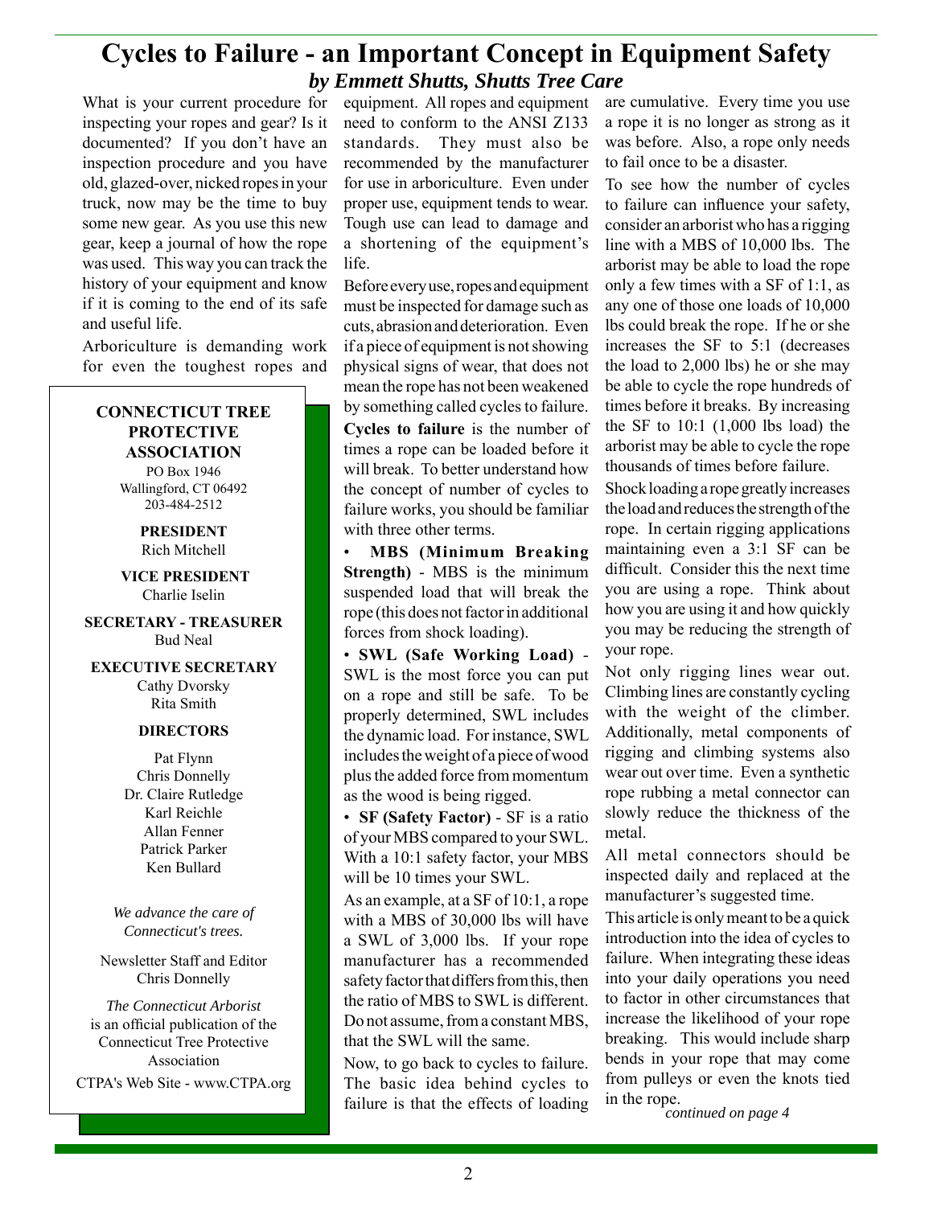# Cycles to Failure - an Important Concept in Equipment Safety

***by Emmett Shutts, Shutts Tree Care***

What is your current procedure for inspecting your ropes and gear? Is it documented? If you don't have an inspection procedure and you have old, glazed-over, nicked ropes in your truck, now may be the time to buy some new gear. As you use this new gear, keep a journal of how the rope was used. This way you can track the history of your equipment and know if it is coming to the end of its safe and useful life.

Arboriculture is demanding work for even the toughest ropes and equipment. All ropes and equipment need to conform to the ANSI Z133 standards. They must also be recommended by the manufacturer for use in arboriculture. Even under proper use, equipment tends to wear. Tough use can lead to damage and a shortening of the equipment's life.

Before every use, ropes and equipment must be inspected for damage such as cuts, abrasion and deterioration. Even if a piece of equipment is not showing physical signs of wear, that does not mean the rope has not been weakened by something called cycles to failure.

**Cycles to failure** is the number of times a rope can be loaded before it will break. To better understand how the concept of number of cycles to failure works, you should be familiar with three other terms.

- **MBS (Minimum Breaking Strength)** - MBS is the minimum suspended load that will break the rope (this does not factor in additional forces from shock loading).
- **SWL (Safe Working Load)** - SWL is the most force you can put on a rope and still be safe. To be properly determined, SWL includes the dynamic load. For instance, SWL includes the weight of a piece of wood plus the added force from momentum as the wood is being rigged.
- **SF (Safety Factor)** - SF is a ratio of your MBS compared to your SWL. With a 10:1 safety factor, your MBS will be 10 times your SWL.

As an example, at a SF of 10:1, a rope with a MBS of 30,000 lbs will have a SWL of 3,000 lbs. If your rope manufacturer has a recommended safety factor that differs from this, then the ratio of MBS to SWL is different. Do not assume, from a constant MBS, that the SWL will the same.

Now, to go back to cycles to failure. The basic idea behind cycles to failure is that the effects of loading are cumulative. Every time you use a rope it is no longer as strong as it was before. Also, a rope only needs to fail once to be a disaster.

To see how the number of cycles to failure can influence your safety, consider an arborist who has a rigging line with a MBS of 10,000 lbs. The arborist may be able to load the rope only a few times with a SF of 1:1, as any one of those one loads of 10,000 lbs could break the rope. If he or she increases the SF to 5:1 (decreases the load to 2,000 lbs) he or she may be able to cycle the rope hundreds of times before it breaks. By increasing the SF to 10:1 (1,000 lbs load) the arborist may be able to cycle the rope thousands of times before failure.

Shock loading a rope greatly increases the load and reduces the strength of the rope. In certain rigging applications maintaining even a 3:1 SF can be difficult. Consider this the next time you are using a rope. Think about how you are using it and how quickly you may be reducing the strength of your rope.

Not only rigging lines wear out. Climbing lines are constantly cycling with the weight of the climber. Additionally, metal components of rigging and climbing systems also wear out over time. Even a synthetic rope rubbing a metal connector can slowly reduce the thickness of the metal.

All metal connectors should be inspected daily and replaced at the manufacturer's suggested time.

This article is only meant to be a quick introduction into the idea of cycles to failure. When integrating these ideas into your daily operations you need to factor in other circumstances that increase the likelihood of your rope breaking. This would include sharp bends in your rope that may come from pulleys or even the knots tied in the rope.

*continued on page 4*

---

**CONNECTICUT TREE PROTECTIVE ASSOCIATION**
PO Box 1946
Wallingford, CT 06492
203-484-2512

**PRESIDENT**
Rich Mitchell

**VICE PRESIDENT**
Charlie Iselin

**SECRETARY - TREASURER**
Bud Neal

**EXECUTIVE SECRETARY**
Cathy Dvorsky
Rita Smith

**DIRECTORS**
Pat Flynn
Chris Donnelly
Dr. Claire Rutledge
Karl Reichle
Allan Fenner
Patrick Parker
Ken Bullard

*We advance the care of Connecticut's trees.*

Newsletter Staff and Editor
Chris Donnelly

*The Connecticut Arborist* is an official publication of the Connecticut Tree Protective Association

CTPA's Web Site - www.CTPA.org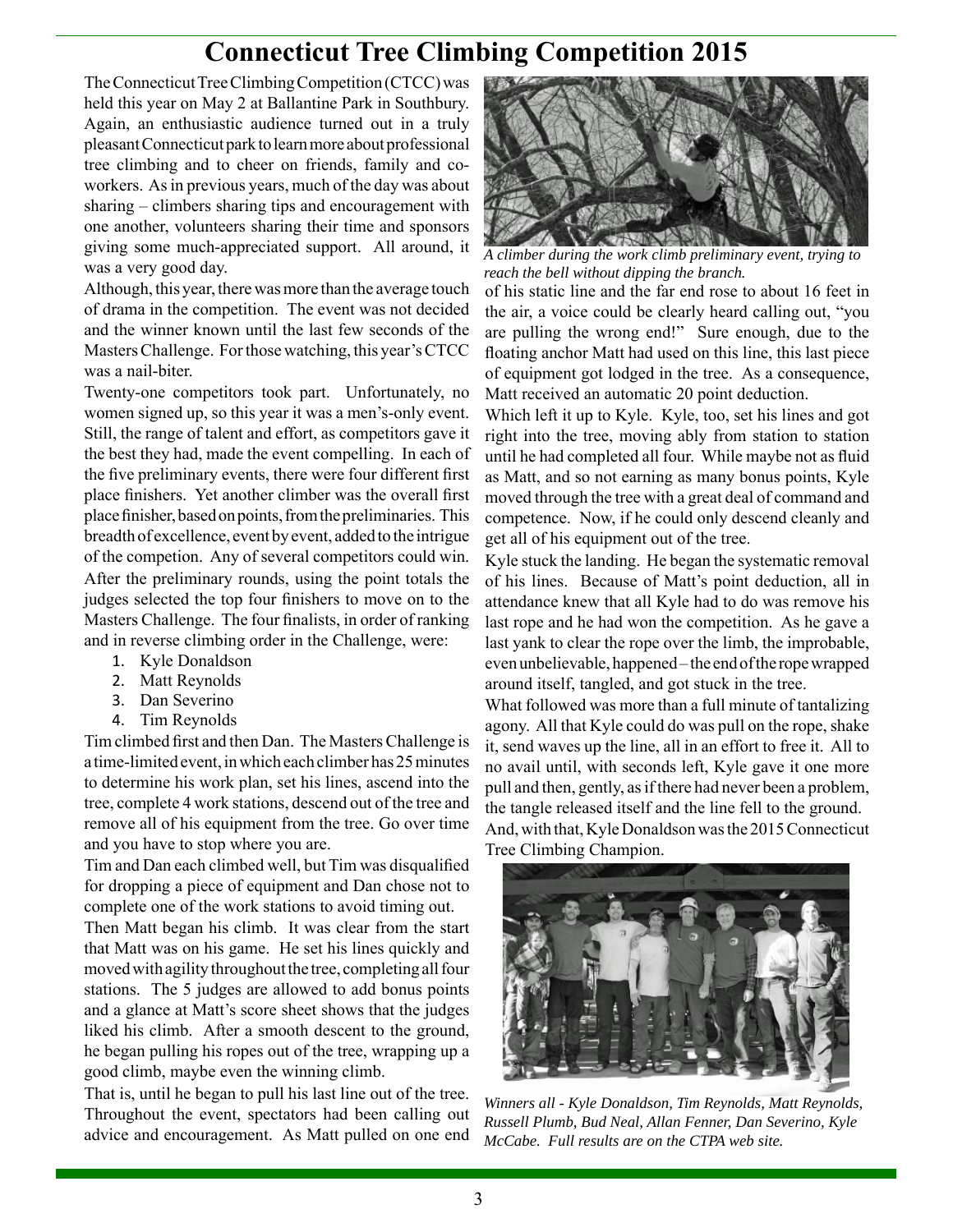# Connecticut Tree Climbing Competition 2015

The Connecticut Tree Climbing Competition (CTCC) was held this year on May 2 at Ballantine Park in Southbury. Again, an enthusiastic audience turned out in a truly pleasant Connecticut park to learn more about professional tree climbing and to cheer on friends, family and co-workers. As in previous years, much of the day was about sharing – climbers sharing tips and encouragement with one another, volunteers sharing their time and sponsors giving some much-appreciated support. All around, it was a very good day.

Although, this year, there was more than the average touch of drama in the competition. The event was not decided and the winner known until the last few seconds of the Masters Challenge. For those watching, this year's CTCC was a nail-biter.

Twenty-one competitors took part. Unfortunately, no women signed up, so this year it was a men's-only event. Still, the range of talent and effort, as competitors gave it the best they had, made the event compelling. In each of the five preliminary events, there were four different first place finishers. Yet another climber was the overall first place finisher, based on points, from the preliminaries. This breadth of excellence, event by event, added to the intrigue of the competion. Any of several competitors could win.

After the preliminary rounds, using the point totals the judges selected the top four finishers to move on to the Masters Challenge. The four finalists, in order of ranking and in reverse climbing order in the Challenge, were:

1. Kyle Donaldson
2. Matt Reynolds
3. Dan Severino
4. Tim Reynolds

Tim climbed first and then Dan. The Masters Challenge is a time-limited event, in which each climber has 25 minutes to determine his work plan, set his lines, ascend into the tree, complete 4 work stations, descend out of the tree and remove all of his equipment from the tree. Go over time and you have to stop where you are.

Tim and Dan each climbed well, but Tim was disqualified for dropping a piece of equipment and Dan chose not to complete one of the work stations to avoid timing out.

Then Matt began his climb. It was clear from the start that Matt was on his game. He set his lines quickly and moved with agility throughout the tree, completing all four stations. The 5 judges are allowed to add bonus points and a glance at Matt's score sheet shows that the judges liked his climb. After a smooth descent to the ground, he began pulling his ropes out of the tree, wrapping up a good climb, maybe even the winning climb.

That is, until he began to pull his last line out of the tree. Throughout the event, spectators had been calling out advice and encouragement. As Matt pulled on one end of his static line and the far end rose to about 16 feet in the air, a voice could be clearly heard calling out, "you are pulling the wrong end!" Sure enough, due to the floating anchor Matt had used on this line, this last piece of equipment got lodged in the tree. As a consequence, Matt received an automatic 20 point deduction.

*A climber during the work climb preliminary event, trying to reach the bell without dipping the branch.*

Which left it up to Kyle. Kyle, too, set his lines and got right into the tree, moving ably from station to station until he had completed all four. While maybe not as fluid as Matt, and so not earning as many bonus points, Kyle moved through the tree with a great deal of command and competence. Now, if he could only descend cleanly and get all of his equipment out of the tree.

Kyle stuck the landing. He began the systematic removal of his lines. Because of Matt's point deduction, all in attendance knew that all Kyle had to do was remove his last rope and he had won the competition. As he gave a last yank to clear the rope over the limb, the improbable, even unbelievable, happened – the end of the rope wrapped around itself, tangled, and got stuck in the tree.

What followed was more than a full minute of tantalizing agony. All that Kyle could do was pull on the rope, shake it, send waves up the line, all in an effort to free it. All to no avail until, with seconds left, Kyle gave it one more pull and then, gently, as if there had never been a problem, the tangle released itself and the line fell to the ground.

And, with that, Kyle Donaldson was the 2015 Connecticut Tree Climbing Champion.

*Winners all - Kyle Donaldson, Tim Reynolds, Matt Reynolds, Russell Plumb, Bud Neal, Allan Fenner, Dan Severino, Kyle McCabe. Full results are on the CTPA web site.*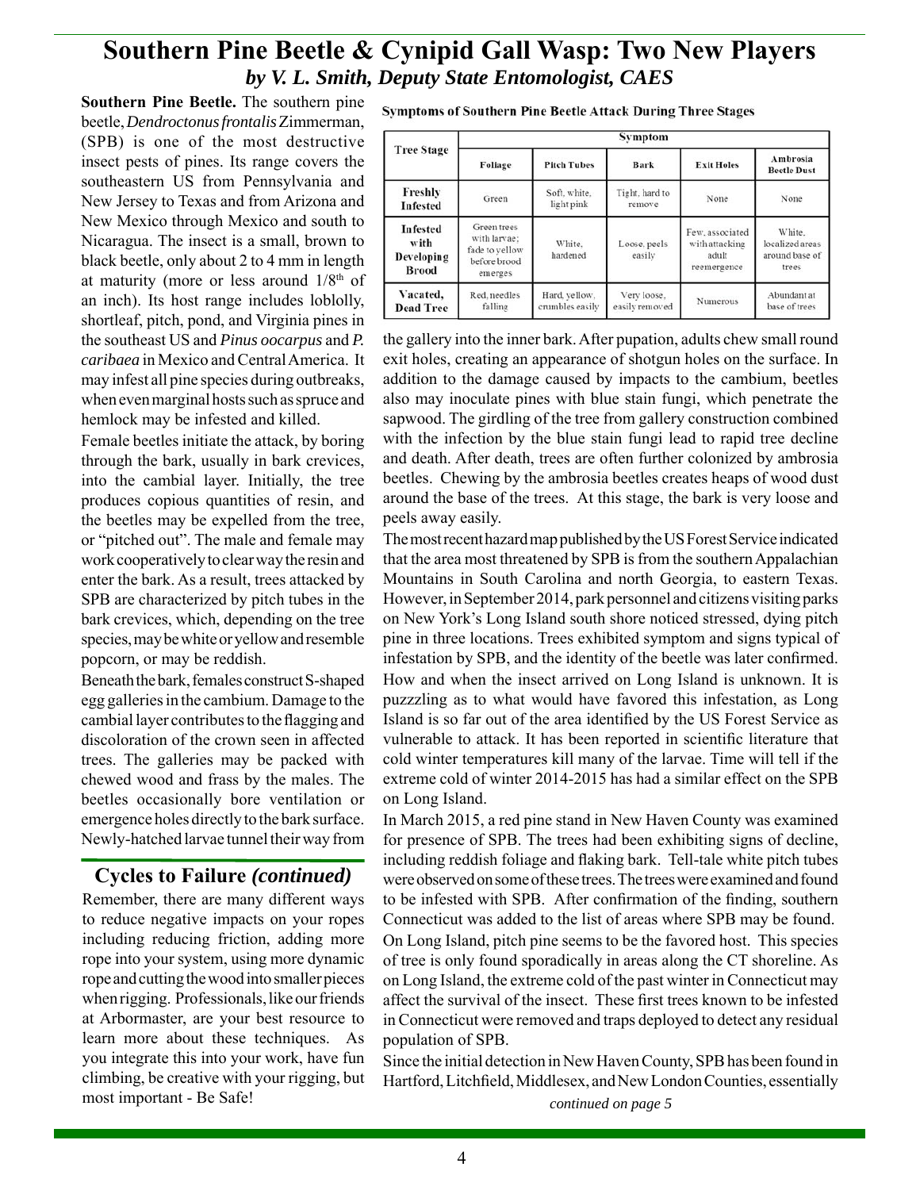# Southern Pine Beetle & Cynipid Gall Wasp: Two New Players

***by V. L. Smith, Deputy State Entomologist, CAES***

**Southern Pine Beetle.** The southern pine beetle, *Dendroctonus frontalis* Zimmerman, (SPB) is one of the most destructive insect pests of pines. Its range covers the southeastern US from Pennsylvania and New Jersey to Texas and from Arizona and New Mexico through Mexico and south to Nicaragua. The insect is a small, brown to black beetle, only about 2 to 4 mm in length at maturity (more or less around 1/8th of an inch). Its host range includes loblolly, shortleaf, pitch, pond, and Virginia pines in the southeast US and *Pinus oocarpus* and *P. caribaea* in Mexico and Central America. It may infest all pine species during outbreaks, when even marginal hosts such as spruce and hemlock may be infested and killed.

Female beetles initiate the attack, by boring through the bark, usually in bark crevices, into the cambial layer. Initially, the tree produces copious quantities of resin, and the beetles may be expelled from the tree, or "pitched out". The male and female may work cooperatively to clear way the resin and enter the bark. As a result, trees attacked by SPB are characterized by pitch tubes in the bark crevices, which, depending on the tree species, may be white or yellow and resemble popcorn, or may be reddish.

Beneath the bark, females construct S-shaped egg galleries in the cambium. Damage to the cambial layer contributes to the flagging and discoloration of the crown seen in affected trees. The galleries may be packed with chewed wood and frass by the males. The beetles occasionally bore ventilation or emergence holes directly to the bark surface. Newly-hatched larvae tunnel their way from the gallery into the inner bark. After pupation, adults chew small round exit holes, creating an appearance of shotgun holes on the surface. In addition to the damage caused by impacts to the cambium, beetles also may inoculate pines with blue stain fungi, which penetrate the sapwood. The girdling of the tree from gallery construction combined with the infection by the blue stain fungi lead to rapid tree decline and death. After death, trees are often further colonized by ambrosia beetles. Chewing by the ambrosia beetles creates heaps of wood dust around the base of the trees. At this stage, the bark is very loose and peels away easily.

**Symptoms of Southern Pine Beetle Attack During Three Stages**

| Tree Stage | Symptom | | | | |
|---|---|---|---|---|---|
| | Foliage | Pitch Tubes | Bark | Exit Holes | Ambrosia Beetle Dust |
| Freshly Infested | Green | Soft, white, light pink | Tight, hard to remove | None | None |
| Infested with Developing Brood | Green trees with larvae; fade to yellow before brood emerges | White, hardened | Loose, peels easily | Few, associated with attacking adult reemergence | White, localized areas around base of trees |
| Vacated, Dead Tree | Red, needles falling | Hard, yellow, crumbles easily | Very loose, easily removed | Numerous | Abundant at base of trees |

The most recent hazard map published by the US Forest Service indicated that the area most threatened by SPB is from the southern Appalachian Mountains in South Carolina and north Georgia, to eastern Texas. However, in September 2014, park personnel and citizens visiting parks on New York's Long Island south shore noticed stressed, dying pitch pine in three locations. Trees exhibited symptom and signs typical of infestation by SPB, and the identity of the beetle was later confirmed. How and when the insect arrived on Long Island is unknown. It is puzzzling as to what would have favored this infestation, as Long Island is so far out of the area identified by the US Forest Service as vulnerable to attack. It has been reported in scientific literature that cold winter temperatures kill many of the larvae. Time will tell if the extreme cold of winter 2014-2015 has had a similar effect on the SPB on Long Island.

In March 2015, a red pine stand in New Haven County was examined for presence of SPB. The trees had been exhibiting signs of decline, including reddish foliage and flaking bark. Tell-tale white pitch tubes were observed on some of these trees. The trees were examined and found to be infested with SPB. After confirmation of the finding, southern Connecticut was added to the list of areas where SPB may be found.

On Long Island, pitch pine seems to be the favored host. This species of tree is only found sporadically in areas along the CT shoreline. As on Long Island, the extreme cold of the past winter in Connecticut may affect the survival of the insect. These first trees known to be infested in Connecticut were removed and traps deployed to detect any residual population of SPB.

Since the initial detection in New Haven County, SPB has been found in Hartford, Litchfield, Middlesex, and New London Counties, essentially

*continued on page 5*

## Cycles to Failure *(continued)*

Remember, there are many different ways to reduce negative impacts on your ropes including reducing friction, adding more dynamic rope into your system, using more dynamic rope and cutting the wood into smaller pieces when rigging. Professionals, like our friends at Arbormaster, are your best resource to learn more about these techniques. As you integrate this into your work, have fun climbing, be creative with your rigging, but most important - Be Safe!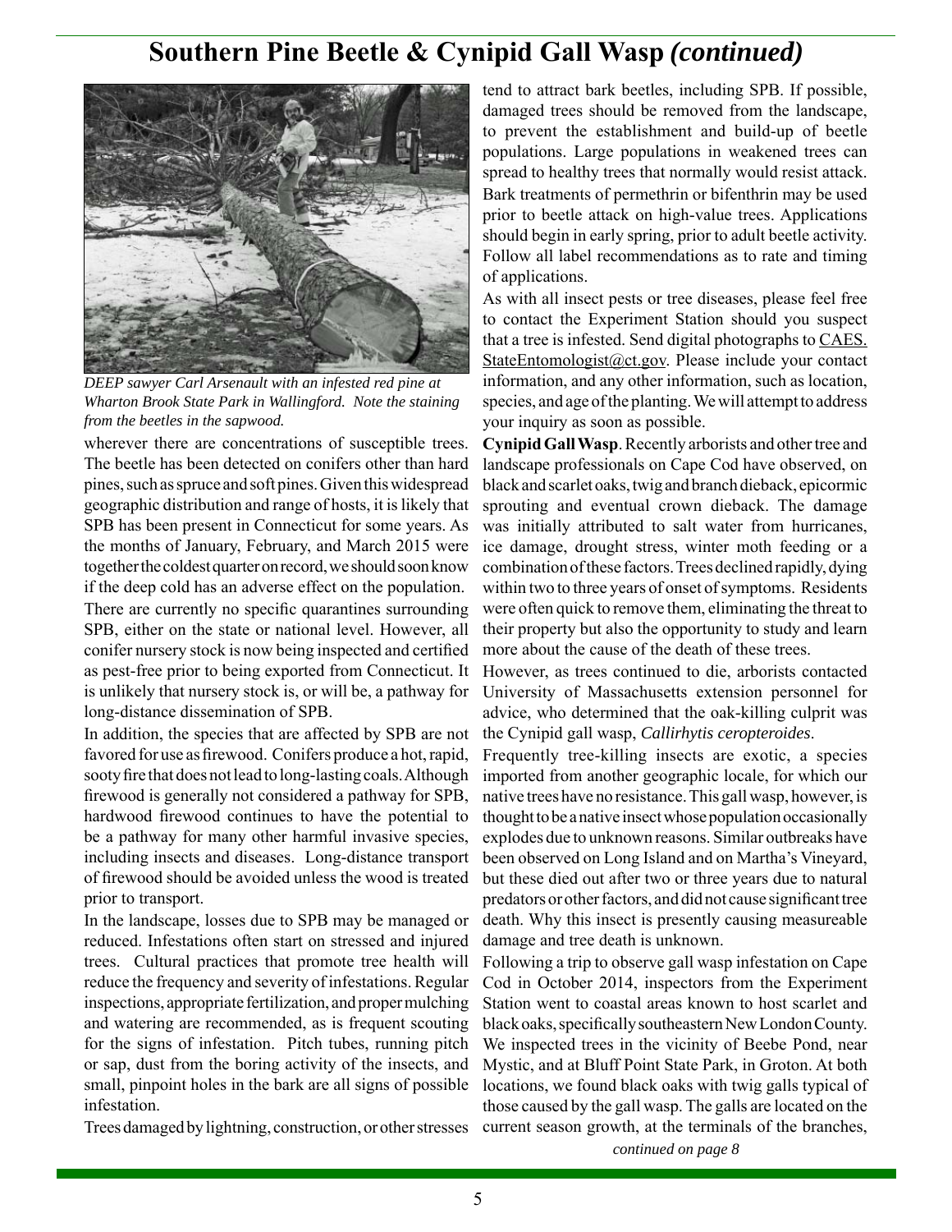# Southern Pine Beetle & Cynipid Gall Wasp *(continued)*

*DEEP sawyer Carl Arsenault with an infested red pine at Wharton Brook State Park in Wallingford. Note the staining from the beetles in the sapwood.*

wherever there are concentrations of susceptible trees. The beetle has been detected on conifers other than hard pines, such as spruce and soft pines. Given this widespread geographic distribution and range of hosts, it is likely that SPB has been present in Connecticut for some years. As the months of January, February, and March 2015 were together the coldest quarter on record, we should soon know if the deep cold has an adverse effect on the population.

There are currently no specific quarantines surrounding SPB, either on the state or national level. However, all conifer nursery stock is now being inspected and certified as pest-free prior to being exported from Connecticut. It is unlikely that nursery stock is, or will be, a pathway for long-distance dissemination of SPB.

In addition, the species that are affected by SPB are not favored for use as firewood. Conifers produce a hot, rapid, sooty fire that does not lead to long-lasting coals. Although firewood is generally not considered a pathway for SPB, hardwood firewood continues to have the potential to be a pathway for many other harmful invasive species, including insects and diseases. Long-distance transport of firewood should be avoided unless the wood is treated prior to transport.

In the landscape, losses due to SPB may be managed or reduced. Infestations often start on stressed and injured trees. Cultural practices that promote tree health will reduce the frequency and severity of infestations. Regular inspections, appropriate fertilization, and proper mulching and watering are recommended, as is frequent scouting for the signs of infestation. Pitch tubes, running pitch or sap, dust from the boring activity of the insects, and small, pinpoint holes in the bark are all signs of possible infestation.

Trees damaged by lightning, construction, or other stresses tend to attract bark beetles, including SPB. If possible, damaged trees should be removed from the landscape, to prevent the establishment and build-up of beetle populations. Large populations in weakened trees can spread to healthy trees that normally would resist attack. Bark treatments of permethrin or bifenthrin may be used prior to beetle attack on high-value trees. Applications should begin in early spring, prior to adult beetle activity. Follow all label recommendations as to rate and timing of applications.

As with all insect pests or tree diseases, please feel free to contact the Experiment Station should you suspect that a tree is infested. Send digital photographs to CAES.StateEntomologist@ct.gov. Please include your contact information, and any other information, such as location, species, and age of the planting. We will attempt to address your inquiry as soon as possible.

**Cynipid Gall Wasp**. Recently arborists and other tree and landscape professionals on Cape Cod have observed, on black and scarlet oaks, twig and branch dieback, epicormic sprouting and eventual crown dieback. The damage was initially attributed to salt water from hurricanes, ice damage, drought stress, winter moth feeding or a combination of these factors. Trees declined rapidly, dying within two to three years of onset of symptoms. Residents were often quick to remove them, eliminating the threat to their property but also the opportunity to study and learn more about the cause of the death of these trees.

However, as trees continued to die, arborists contacted University of Massachusetts extension personnel for advice, who determined that the oak-killing culprit was the Cynipid gall wasp, *Callirhytis ceropteroides*.

Frequently tree-killing insects are exotic, a species imported from another geographic locale, for which our native trees have no resistance. This gall wasp, however, is thought to be a native insect whose population occasionally explodes due to unknown reasons. Similar outbreaks have been observed on Long Island and on Martha's Vineyard, but these died out after two or three years due to natural predators or other factors, and did not cause significant tree death. Why this insect is presently causing measureable damage and tree death is unknown.

Following a trip to observe gall wasp infestation on Cape Cod in October 2014, inspectors from the Experiment Station went to coastal areas known to host scarlet and black oaks, specifically southeastern New London County. We inspected trees in the vicinity of Beebe Pond, near Mystic, and at Bluff Point State Park, in Groton. At both locations, we found black oaks with twig galls typical of those caused by the gall wasp. The galls are located on the current season growth, at the terminals of the branches,

*continued on page 8*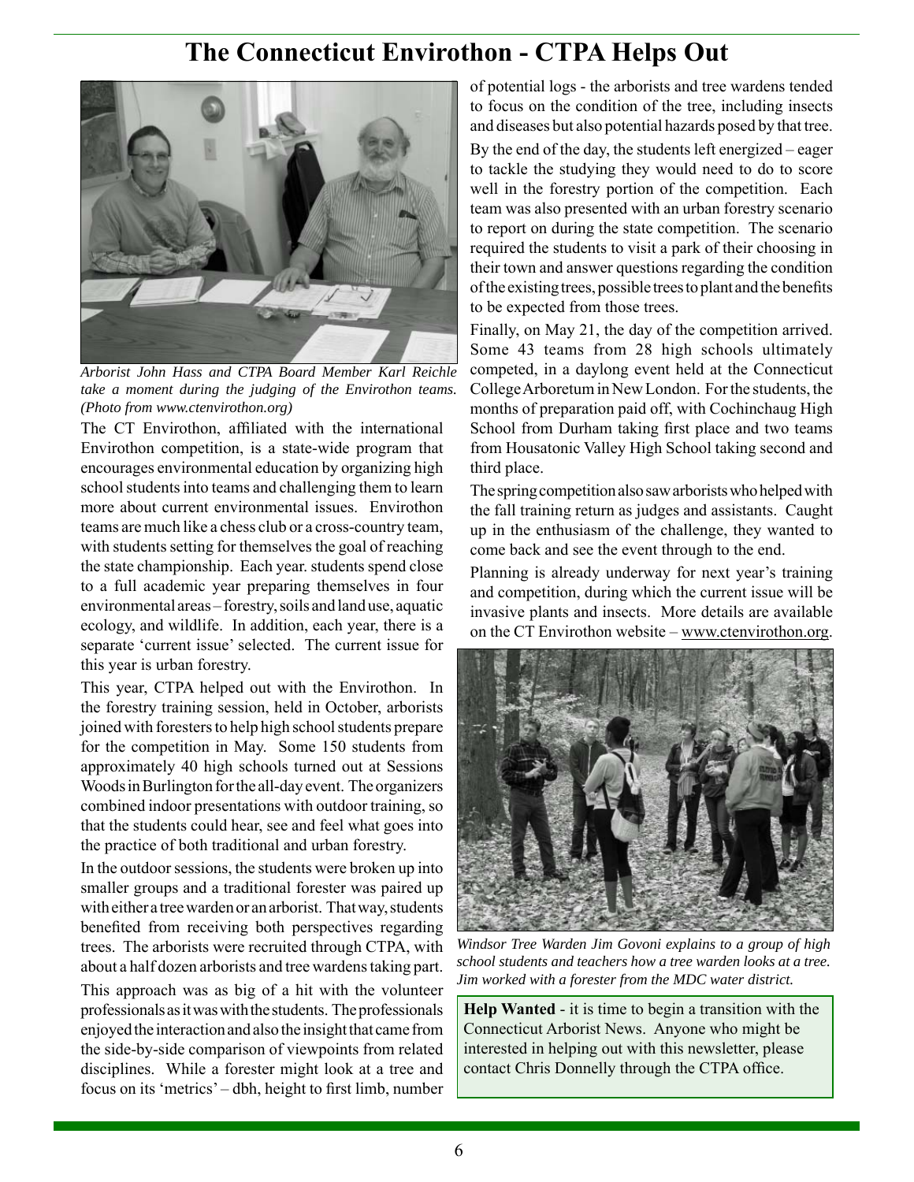# The Connecticut Envirothon - CTPA Helps Out

*Arborist John Hass and CTPA Board Member Karl Reichle take a moment during the judging of the Envirothon teams. (Photo from www.ctenvirothon.org)*

The CT Envirothon, affiliated with the international Envirothon competition, is a state-wide program that encourages environmental education by organizing high school students into teams and challenging them to learn more about current environmental issues. Envirothon teams are much like a chess club or a cross-country team, with students setting for themselves the goal of reaching the state championship. Each year. students spend close to a full academic year preparing themselves in four environmental areas – forestry, soils and land use, aquatic ecology, and wildlife. In addition, each year, there is a separate 'current issue' selected. The current issue for this year is urban forestry.

This year, CTPA helped out with the Envirothon. In the forestry training session, held in October, arborists joined with foresters to help high school students prepare for the competition in May. Some 150 students from approximately 40 high schools turned out at Sessions Woods in Burlington for the all-day event. The organizers combined indoor presentations with outdoor training, so that the students could hear, see and feel what goes into the practice of both traditional and urban forestry.

In the outdoor sessions, the students were broken up into smaller groups and a traditional forester was paired up with either a tree warden or an arborist. That way, students benefited from receiving both perspectives regarding trees. The arborists were recruited through CTPA, with about a half dozen arborists and tree wardens taking part.

This approach was as big of a hit with the volunteer professionals as it was with the students. The professionals enjoyed the interaction and also the insight that came from the side-by-side comparison of viewpoints from related disciplines. While a forester might look at a tree and focus on its 'metrics' – dbh, height to first limb, number of potential logs - the arborists and tree wardens tended to focus on the condition of the tree, including insects and diseases but also potential hazards posed by that tree.

By the end of the day, the students left energized – eager to tackle the studying they would need to do to score well in the forestry portion of the competition. Each team was also presented with an urban forestry scenario to report on during the state competition. The scenario required the students to visit a park of their choosing in their town and answer questions regarding the condition of the existing trees, possible trees to plant and the benefits to be expected from those trees.

Finally, on May 21, the day of the competition arrived. Some 43 teams from 28 high schools ultimately competed, in a daylong event held at the Connecticut College Arboretum in New London. For the students, the months of preparation paid off, with Cochinchaug High School from Durham taking first place and two teams from Housatonic Valley High School taking second and third place.

The spring competition also saw arborists who helped with the fall training return as judges and assistants. Caught up in the enthusiasm of the challenge, they wanted to come back and see the event through to the end.

Planning is already underway for next year's training and competition, during which the current issue will be invasive plants and insects. More details are available on the CT Envirothon website – www.ctenvirothon.org.

*Windsor Tree Warden Jim Govoni explains to a group of high school students and teachers how a tree warden looks at a tree. Jim worked with a forester from the MDC water district.*

**Help Wanted** - it is time to begin a transition with the Connecticut Arborist News. Anyone who might be interested in helping out with this newsletter, please contact Chris Donnelly through the CTPA office.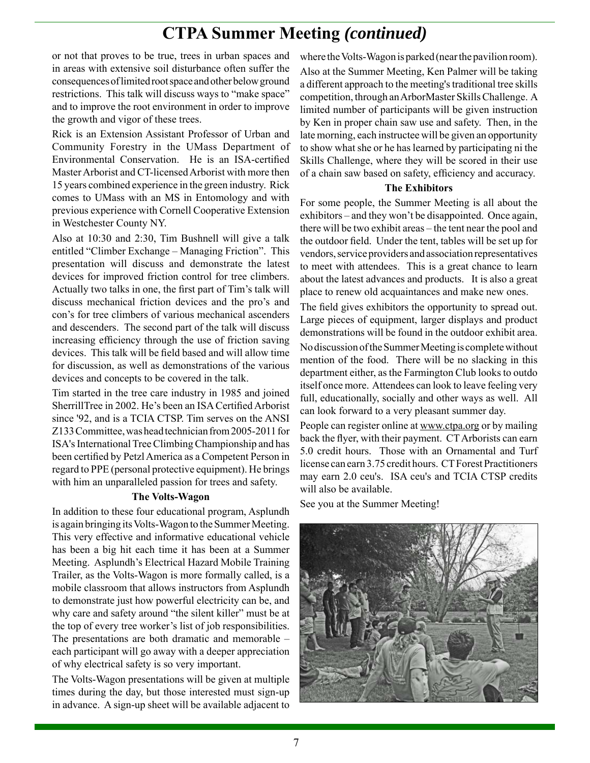# CTPA Summer Meeting *(continued)*

or not that proves to be true, trees in urban spaces and in areas with extensive soil disturbance often suffer the consequences of limited root space and other below ground restrictions. This talk will discuss ways to "make space" and to improve the root environment in order to improve the growth and vigor of these trees.

Rick is an Extension Assistant Professor of Urban and Community Forestry in the UMass Department of Environmental Conservation. He is an ISA-certified Master Arborist and CT-licensed Arborist with more then 15 years combined experience in the green industry. Rick comes to UMass with an MS in Entomology and with previous experience with Cornell Cooperative Extension in Westchester County NY.

Also at 10:30 and 2:30, Tim Bushnell will give a talk entitled "Climber Exchange – Managing Friction". This presentation will discuss and demonstrate the latest devices for improved friction control for tree climbers. Actually two talks in one, the first part of Tim's talk will discuss mechanical friction devices and the pro's and con's for tree climbers of various mechanical ascenders and descenders. The second part of the talk will discuss increasing efficiency through the use of friction saving devices. This talk will be field based and will allow time for discussion, as well as demonstrations of the various devices and concepts to be covered in the talk.

Tim started in the tree care industry in 1985 and joined SherrillTree in 2002. He's been an ISA Certified Arborist since '92, and is a TCIA CTSP. Tim serves on the ANSI Z133 Committee, was head technician from 2005-2011 for ISA's International Tree Climbing Championship and has been certified by Petzl America as a Competent Person in regard to PPE (personal protective equipment). He brings with him an unparalleled passion for trees and safety.

**The Volts-Wagon**

In addition to these four educational program, Asplundh is again bringing its Volts-Wagon to the Summer Meeting. This very effective and informative educational vehicle has been a big hit each time it has been at a Summer Meeting. Asplundh's Electrical Hazard Mobile Training Trailer, as the Volts-Wagon is more formally called, is a mobile classroom that allows instructors from Asplundh to demonstrate just how powerful electricity can be, and why care and safety around "the silent killer" must be at the top of every tree worker's list of job responsibilities. The presentations are both dramatic and memorable – each participant will go away with a deeper appreciation of why electrical safety is so very important.

The Volts-Wagon presentations will be given at multiple times during the day, but those interested must sign-up in advance. A sign-up sheet will be available adjacent to where the Volts-Wagon is parked (near the pavilion room).

Also at the Summer Meeting, Ken Palmer will be taking a different approach to the meeting's traditional tree skills competition, through an ArborMaster Skills Challenge. A limited number of participants will be given instruction by Ken in proper chain saw use and safety. Then, in the late morning, each instructee will be given an opportunity to show what she or he has learned by participating ni the Skills Challenge, where they will be scored in their use of a chain saw based on safety, efficiency and accuracy.

**The Exhibitors**

For some people, the Summer Meeting is all about the exhibitors – and they won't be disappointed. Once again, there will be two exhibit areas – the tent near the pool and the outdoor field. Under the tent, tables will be set up for vendors, service providers and association representatives to meet with attendees. This is a great chance to learn about the latest advances and products. It is also a great place to renew old acquaintances and make new ones.

The field gives exhibitors the opportunity to spread out. Large pieces of equipment, larger displays and product demonstrations will be found in the outdoor exhibit area.

No discussion of the Summer Meeting is complete without mention of the food. There will be no slacking in this department either, as the Farmington Club looks to outdo itself once more. Attendees can look to leave feeling very full, educationally, socially and other ways as well. All can look forward to a very pleasant summer day.

People can register online at www.ctpa.org or by mailing back the flyer, with their payment. CT Arborists can earn 5.0 credit hours. Those with an Ornamental and Turf license can earn 3.75 credit hours. CT Forest Practitioners may earn 2.0 ceu's. ISA ceu's and TCIA CTSP credits will also be available.

See you at the Summer Meeting!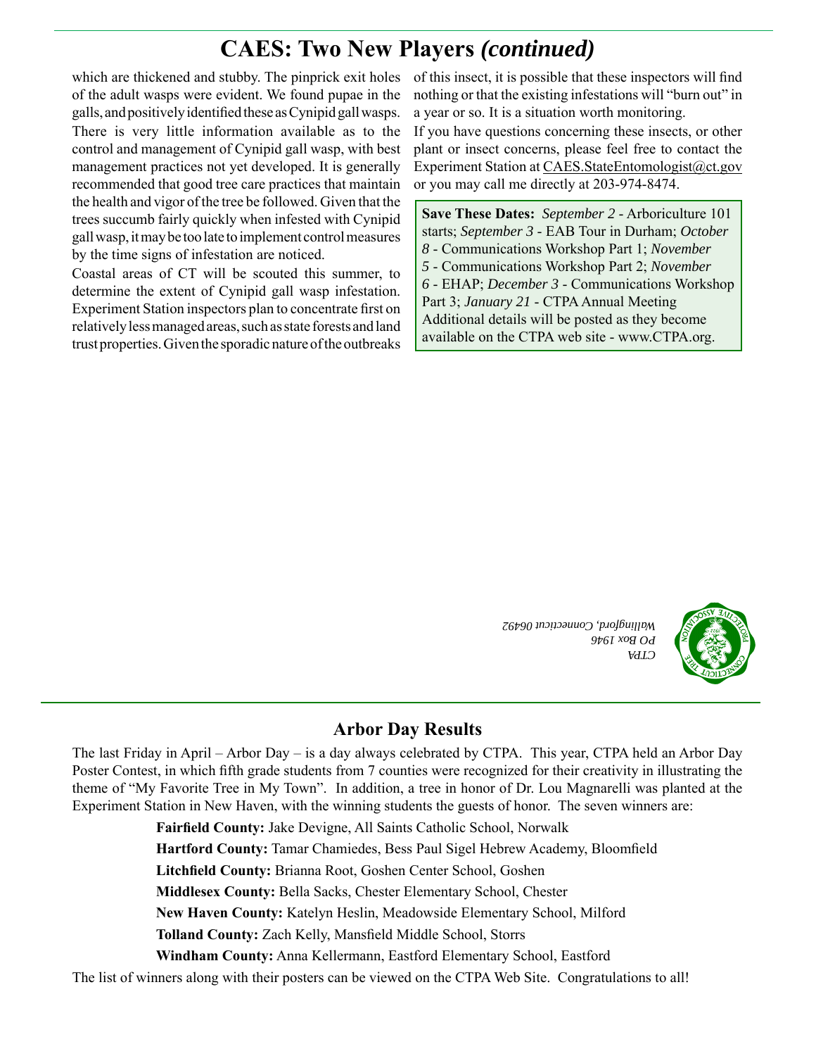# CAES: Two New Players *(continued)*

which are thickened and stubby. The pinprick exit holes of the adult wasps were evident. We found pupae in the galls, and positively identified these as Cynipid gall wasps.

There is very little information available as to the control and management of Cynipid gall wasp, with best management practices not yet developed. It is generally recommended that good tree care practices that maintain the health and vigor of the tree be followed. Given that the trees succumb fairly quickly when infested with Cynipid gall wasp, it may be too late to implement control measures by the time signs of infestation are noticed.

Coastal areas of CT will be scouted this summer, to determine the extent of Cynipid gall wasp infestation. Experiment Station inspectors plan to concentrate first on relatively less managed areas, such as state forests and land trust properties. Given the sporadic nature of the outbreaks of this insect, it is possible that these inspectors will find nothing or that the existing infestations will "burn out" in a year or so. It is a situation worth monitoring.

If you have questions concerning these insects, or other plant or insect concerns, please feel free to contact the Experiment Station at CAES.StateEntomologist@ct.gov or you may call me directly at 203-974-8474.

**Save These Dates:** *September 2* - Arboriculture 101 starts; *September 3* - EAB Tour in Durham; *October 8* - Communications Workshop Part 1; *November 5* - Communications Workshop Part 2; *November 6* - EHAP; *December 3* - Communications Workshop Part 3; *January 21* - CTPA Annual Meeting
Additional details will be posted as they become available on the CTPA web site - www.CTPA.org.

CTPA
PO Box 1946
Wallingford, Connecticut 06492

## Arbor Day Results

The last Friday in April – Arbor Day – is a day always celebrated by CTPA. This year, CTPA held an Arbor Day Poster Contest, in which fifth grade students from 7 counties were recognized for their creativity in illustrating the theme of "My Favorite Tree in My Town". In addition, a tree in honor of Dr. Lou Magnarelli was planted at the Experiment Station in New Haven, with the winning students the guests of honor. The seven winners are:

**Fairfield County:** Jake Devigne, All Saints Catholic School, Norwalk

**Hartford County:** Tamar Chamiedes, Bess Paul Sigel Hebrew Academy, Bloomfield

**Litchfield County:** Brianna Root, Goshen Center School, Goshen

**Middlesex County:** Bella Sacks, Chester Elementary School, Chester

**New Haven County:** Katelyn Heslin, Meadowside Elementary School, Milford

**Tolland County:** Zach Kelly, Mansfield Middle School, Storrs

**Windham County:** Anna Kellermann, Eastford Elementary School, Eastford

The list of winners along with their posters can be viewed on the CTPA Web Site. Congratulations to all!